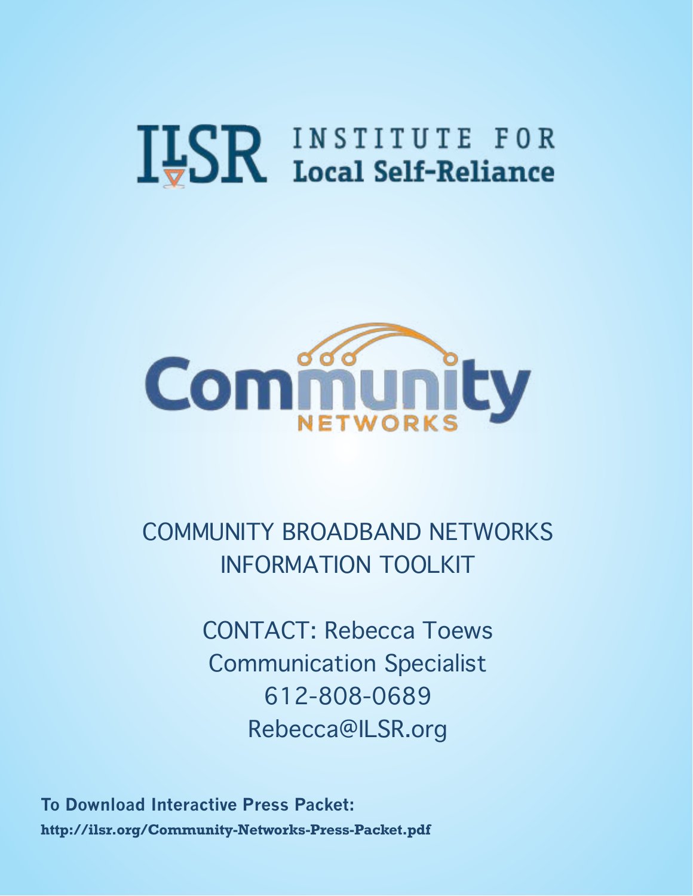# ILSR INSTITUTE FOR Local Self-Reliance

# Community NETWORKS

## COMMUNITY BROADBAND NETWORKS INFORMATION TOOLKIT

CONTACT: Rebecca Toews
Communication Specialist
612-808-0689
Rebecca@ILSR.org

**To Download Interactive Press Packet:**

**http://ilsr.org/Community-Networks-Press-Packet.pdf**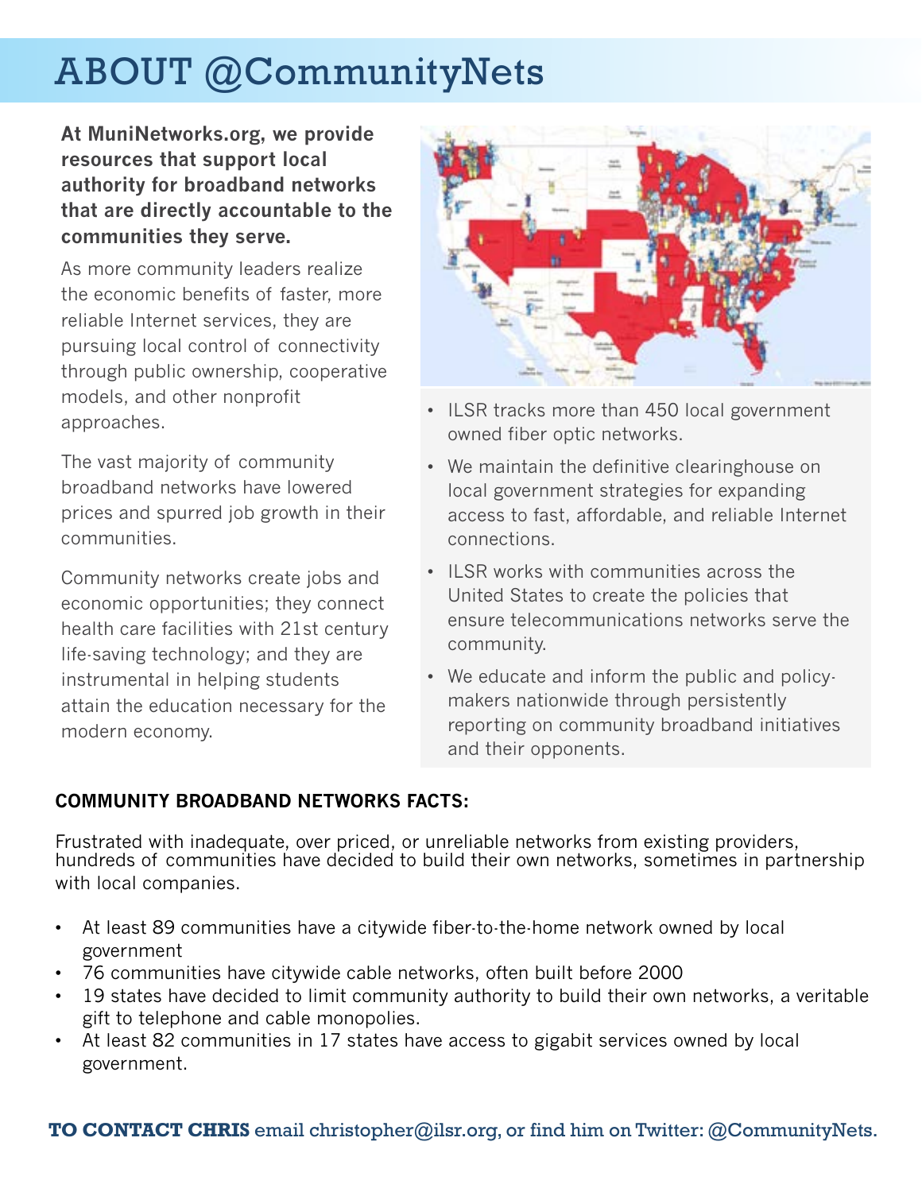# ABOUT @CommunityNets

**At MuniNetworks.org, we provide resources that support local authority for broadband networks that are directly accountable to the communities they serve.**

As more community leaders realize the economic benefits of faster, more reliable Internet services, they are pursuing local control of connectivity through public ownership, cooperative models, and other nonprofit approaches.

The vast majority of community broadband networks have lowered prices and spurred job growth in their communities.

Community networks create jobs and economic opportunities; they connect health care facilities with 21st century life-saving technology; and they are instrumental in helping students attain the education necessary for the modern economy.

- ILSR tracks more than 450 local government owned fiber optic networks.
- We maintain the definitive clearinghouse on local government strategies for expanding access to fast, affordable, and reliable Internet connections.
- ILSR works with communities across the United States to create the policies that ensure telecommunications networks serve the community.
- We educate and inform the public and policy-makers nationwide through persistently reporting on community broadband initiatives and their opponents.

## COMMUNITY BROADBAND NETWORKS FACTS:

Frustrated with inadequate, over priced, or unreliable networks from existing providers, hundreds of communities have decided to build their own networks, sometimes in partnership with local companies.

- At least 89 communities have a citywide fiber-to-the-home network owned by local government
- 76 communities have citywide cable networks, often built before 2000
- 19 states have decided to limit community authority to build their own networks, a veritable gift to telephone and cable monopolies.
- At least 82 communities in 17 states have access to gigabit services owned by local government.

**TO CONTACT CHRIS** email christopher@ilsr.org, or find him on Twitter: @CommunityNets.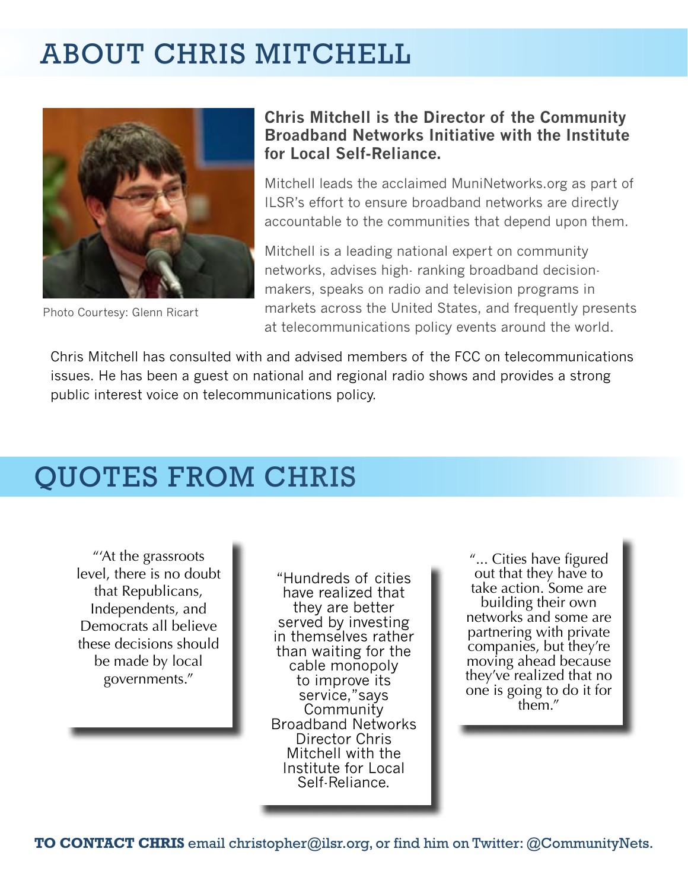# ABOUT CHRIS MITCHELL

Photo Courtesy: Glenn Ricart

**Chris Mitchell is the Director of the Community Broadband Networks Initiative with the Institute for Local Self-Reliance.**

Mitchell leads the acclaimed MuniNetworks.org as part of ILSR's effort to ensure broadband networks are directly accountable to the communities that depend upon them.

Mitchell is a leading national expert on community networks, advises high- ranking broadband decision-makers, speaks on radio and television programs in markets across the United States, and frequently presents at telecommunications policy events around the world.

Chris Mitchell has consulted with and advised members of the FCC on telecommunications issues. He has been a guest on national and regional radio shows and provides a strong public interest voice on telecommunications policy.

# QUOTES FROM CHRIS

"'At the grassroots level, there is no doubt that Republicans, Independents, and Democrats all believe these decisions should be made by local governments."

"Hundreds of cities have realized that they are better served by investing in themselves rather than waiting for the cable monopoly to improve its service,"says Community Broadband Networks Director Chris Mitchell with the Institute for Local Self-Reliance.

"... Cities have figured out that they have to take action. Some are building their own networks and some are partnering with private companies, but they're moving ahead because they've realized that no one is going to do it for them."

**TO CONTACT CHRIS** email christopher@ilsr.org, or find him on Twitter: @CommunityNets.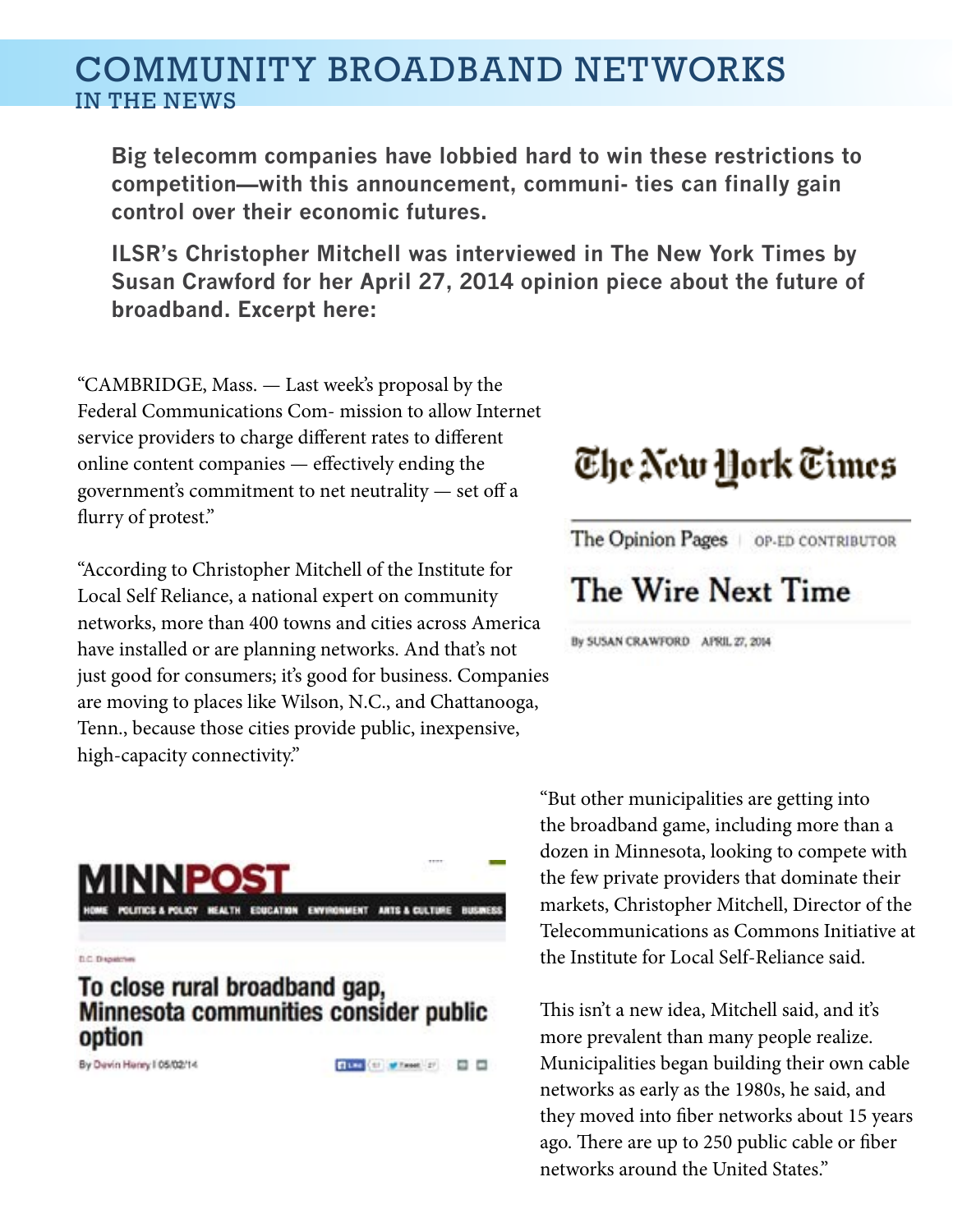# COMMUNITY BROADBAND NETWORKS

## IN THE NEWS

**Big telecomm companies have lobbied hard to win these restrictions to competition—with this announcement, communi- ties can finally gain control over their economic futures.**

**ILSR's Christopher Mitchell was interviewed in The New York Times by Susan Crawford for her April 27, 2014 opinion piece about the future of broadband. Excerpt here:**

"CAMBRIDGE, Mass. — Last week's proposal by the Federal Communications Com- mission to allow Internet service providers to charge different rates to different online content companies — effectively ending the government's commitment to net neutrality — set off a flurry of protest."

"According to Christopher Mitchell of the Institute for Local Self Reliance, a national expert on community networks, more than 400 towns and cities across America have installed or are planning networks. And that's not just good for consumers; it's good for business. Companies are moving to places like Wilson, N.C., and Chattanooga, Tenn., because those cities provide public, inexpensive, high-capacity connectivity."

The New York Times

The Opinion Pages | OP-ED CONTRIBUTOR

The Wire Next Time

By SUSAN CRAWFORD APRIL 27, 2014

MINNPOST

HOME POLITICS & POLICY HEALTH EDUCATION ENVIRONMENT ARTS & CULTURE BUSINESS

D.C. Dispatches

To close rural broadband gap, Minnesota communities consider public option

By Devin Henry | 05/02/14

"But other municipalities are getting into the broadband game, including more than a dozen in Minnesota, looking to compete with the few private providers that dominate their markets, Christopher Mitchell, Director of the Telecommunications as Commons Initiative at the Institute for Local Self-Reliance said.

This isn't a new idea, Mitchell said, and it's more prevalent than many people realize. Municipalities began building their own cable networks as early as the 1980s, he said, and they moved into fiber networks about 15 years ago. There are up to 250 public cable or fiber networks around the United States."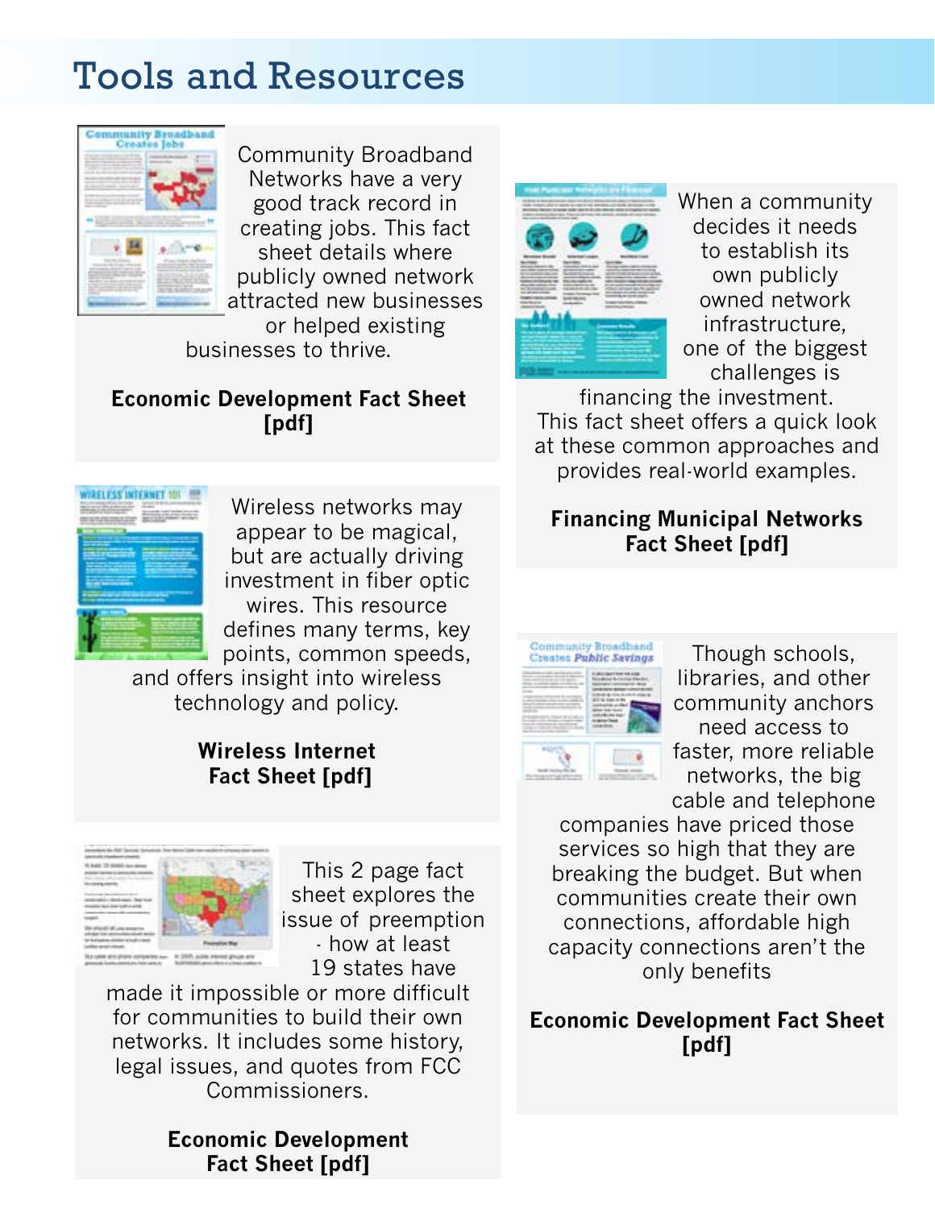# Tools and Resources

Community Broadband Networks have a very good track record in creating jobs. This fact sheet details where publicly owned network attracted new businesses or helped existing businesses to thrive.

**Economic Development Fact Sheet [pdf]**

When a community decides it needs to establish its own publicly owned network infrastructure, one of the biggest challenges is financing the investment. This fact sheet offers a quick look at these common approaches and provides real-world examples.

**Financing Municipal Networks Fact Sheet [pdf]**

Wireless networks may appear to be magical, but are actually driving investment in fiber optic wires. This resource defines many terms, key points, common speeds, and offers insight into wireless technology and policy.

**Wireless Internet Fact Sheet [pdf]**

Though schools, libraries, and other community anchors need access to faster, more reliable networks, the big cable and telephone companies have priced those services so high that they are breaking the budget. But when communities create their own connections, affordable high capacity connections aren't the only benefits

**Economic Development Fact Sheet [pdf]**

This 2 page fact sheet explores the issue of preemption - how at least 19 states have made it impossible or more difficult for communities to build their own networks. It includes some history, legal issues, and quotes from FCC Commissioners.

**Economic Development Fact Sheet [pdf]**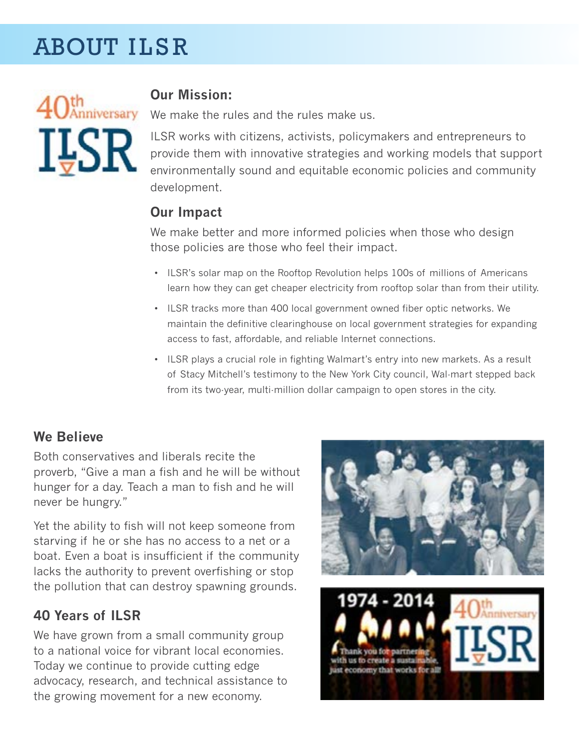# ABOUT ILSR

## Our Mission:

We make the rules and the rules make us.

ILSR works with citizens, activists, policymakers and entrepreneurs to provide them with innovative strategies and working models that support environmentally sound and equitable economic policies and community development.

## Our Impact

We make better and more informed policies when those who design those policies are those who feel their impact.

- ILSR's solar map on the Rooftop Revolution helps 100s of millions of Americans learn how they can get cheaper electricity from rooftop solar than from their utility.
- ILSR tracks more than 400 local government owned fiber optic networks. We maintain the definitive clearinghouse on local government strategies for expanding access to fast, affordable, and reliable Internet connections.
- ILSR plays a crucial role in fighting Walmart's entry into new markets. As a result of Stacy Mitchell's testimony to the New York City council, Wal-mart stepped back from its two-year, multi-million dollar campaign to open stores in the city.

## We Believe

Both conservatives and liberals recite the proverb, "Give a man a fish and he will be without hunger for a day. Teach a man to fish and he will never be hungry."

Yet the ability to fish will not keep someone from starving if he or she has no access to a net or a boat. Even a boat is insufficient if the community lacks the authority to prevent overfishing or stop the pollution that can destroy spawning grounds.

## 40 Years of ILSR

We have grown from a small community group to a national voice for vibrant local economies. Today we continue to provide cutting edge advocacy, research, and technical assistance to the growing movement for a new economy.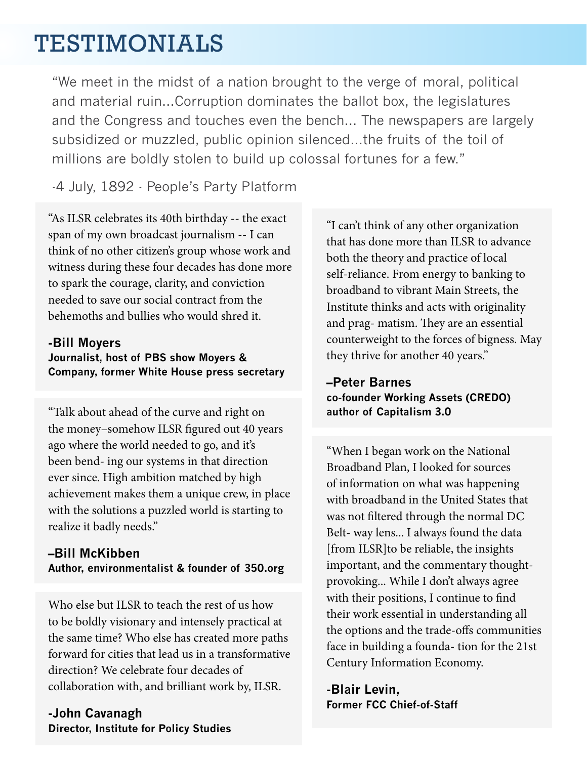# TESTIMONIALS

"We meet in the midst of a nation brought to the verge of moral, political and material ruin...Corruption dominates the ballot box, the legislatures and the Congress and touches even the bench... The newspapers are largely subsidized or muzzled, public opinion silenced...the fruits of the toil of millions are boldly stolen to build up colossal fortunes for a few."

-4 July, 1892 - People's Party Platform

"As ILSR celebrates its 40th birthday -- the exact span of my own broadcast journalism -- I can think of no other citizen's group whose work and witness during these four decades has done more to spark the courage, clarity, and conviction needed to save our social contract from the behemoths and bullies who would shred it.

**-Bill Moyers**
**Journalist, host of PBS show Moyers & Company, former White House press secretary**

"Talk about ahead of the curve and right on the money–somehow ILSR figured out 40 years ago where the world needed to go, and it's been bend- ing our systems in that direction ever since. High ambition matched by high achievement makes them a unique crew, in place with the solutions a puzzled world is starting to realize it badly needs."

**–Bill McKibben**
**Author, environmentalist & founder of 350.org**

Who else but ILSR to teach the rest of us how to be boldly visionary and intensely practical at the same time? Who else has created more paths forward for cities that lead us in a transformative direction? We celebrate four decades of collaboration with, and brilliant work by, ILSR.

**-John Cavanagh**
**Director, Institute for Policy Studies**

"I can't think of any other organization that has done more than ILSR to advance both the theory and practice of local self-reliance. From energy to banking to broadband to vibrant Main Streets, the Institute thinks and acts with originality and prag- matism. They are an essential counterweight to the forces of bigness. May they thrive for another 40 years."

**–Peter Barnes**
**co-founder Working Assets (CREDO) author of Capitalism 3.0**

"When I began work on the National Broadband Plan, I looked for sources of information on what was happening with broadband in the United States that was not filtered through the normal DC Belt- way lens... I always found the data [from ILSR]to be reliable, the insights important, and the commentary thought-provoking... While I don't always agree with their positions, I continue to find their work essential in understanding all the options and the trade-offs communities face in building a founda- tion for the 21st Century Information Economy.

**-Blair Levin,**
**Former FCC Chief-of-Staff**